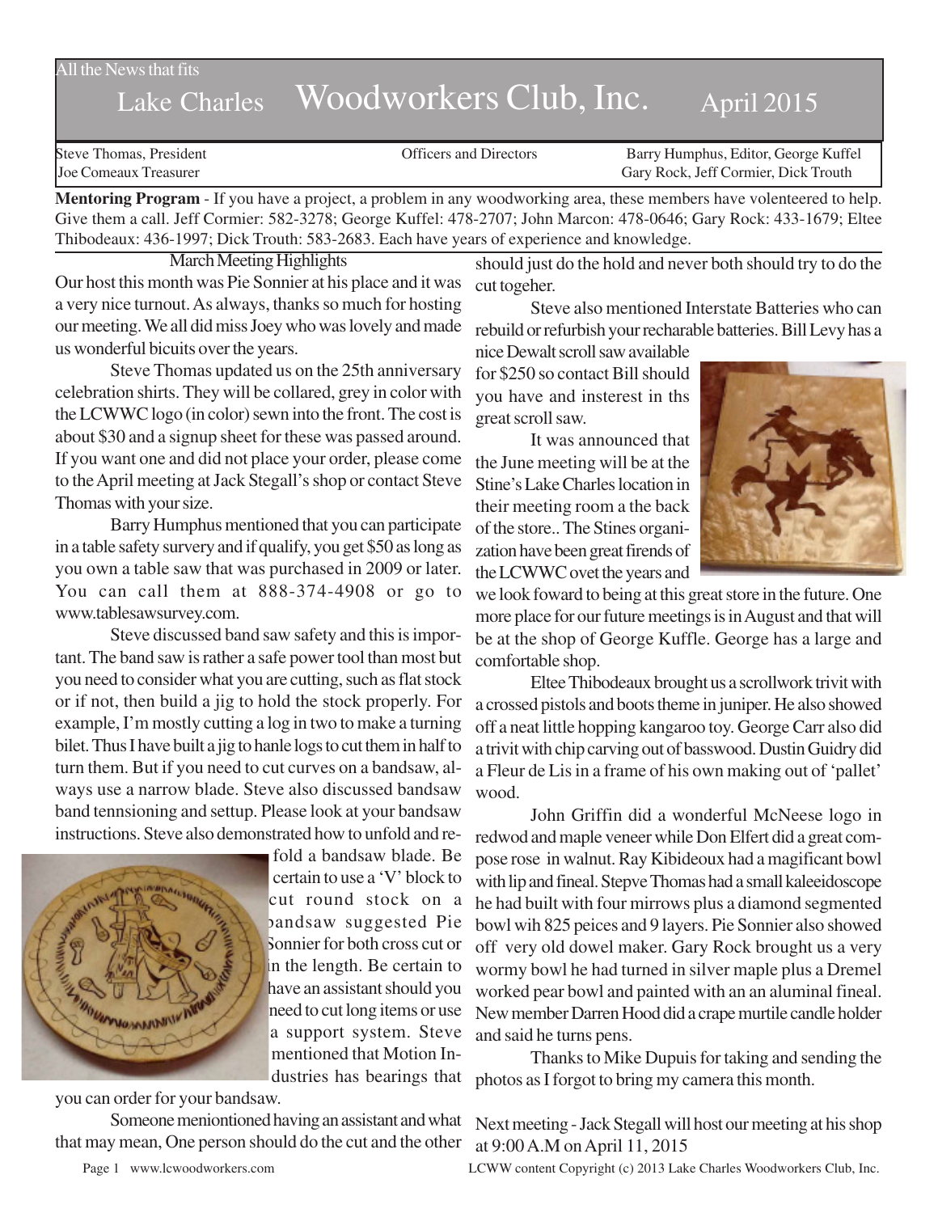All the News that fits

# Lake Charles Woodworkers Club, Inc. April 2015

Steve Thomas, President — Officers and Directors — Barry Humphus, Editor, George Kuffel
Joe Comeaux Treasurer — Gary Rock, Jeff Cormier, Dick Trouth

**Mentoring Program** - If you have a project, a problem in any woodworking area, these members have volenteered to help. Give them a call. Jeff Cormier: 582-3278; George Kuffel: 478-2707; John Marcon: 478-0646; Gary Rock: 433-1679; Eltee Thibodeaux: 436-1997; Dick Trouth: 583-2683. Each have years of experience and knowledge.

## March Meeting Highlights

Our host this month was Pie Sonnier at his place and it was a very nice turnout. As always, thanks so much for hosting our meeting. We all did miss Joey who was lovely and made us wonderful bicuits over the years.

Steve Thomas updated us on the 25th anniversary celebration shirts. They will be collared, grey in color with the LCWWC logo (in color) sewn into the front. The cost is about $30 and a signup sheet for these was passed around. If you want one and did not place your order, please come to the April meeting at Jack Stegall's shop or contact Steve Thomas with your size.

Barry Humphus mentioned that you can participate in a table safety survery and if qualify, you get $50 as long as you own a table saw that was purchased in 2009 or later. You can call them at 888-374-4908 or go to www.tablesawsurvey.com.

Steve discussed band saw safety and this is important. The band saw is rather a safe power tool than most but you need to consider what you are cutting, such as flat stock or if not, then build a jig to hold the stock properly. For example, I'm mostly cutting a log in two to make a turning bilet. Thus I have built a jig to hanle logs to cut them in half to turn them. But if you need to cut curves on a bandsaw, always use a narrow blade. Steve also discussed bandsaw band tennsioning and settup. Please look at your bandsaw instructions. Steve also demonstrated how to unfold and refold a bandsaw blade. Be certain to use a 'V' block to cut round stock on a bandsaw suggested Pie Sonnier for both cross cut or in the length. Be certain to have an assistant should you need to cut long items or use a support system. Steve mentioned that Motion Industries has bearings that you can order for your bandsaw.

Someone menionntioned having an assistant and what that may mean, One person should do the cut and the other should just do the hold and never both should try to do the cut togeher.

Steve also mentioned Interstate Batteries who can rebuild or refurbish your recharable batteries. Bill Levy has a nice Dewalt scroll saw available for $250 so contact Bill should you have and insterest in ths great scroll saw.

It was announced that the June meeting will be at the Stine's Lake Charles location in their meeting room a the back of the store.. The Stines organization have been great firends of the LCWWC ovet the years and we look foward to being at this great store in the future. One more place for our future meetings is in August and that will be at the shop of George Kuffle. George has a large and comfortable shop.

Eltee Thibodeaux brought us a scrollwork trivit with a crossed pistols and boots theme in juniper. He also showed off a neat little hopping kangaroo toy. George Carr also did a trivit with chip carving out of basswood. Dustin Guidry did a Fleur de Lis in a frame of his own making out of 'pallet' wood.

John Griffin did a wonderful McNeese logo in redwod and maple veneer while Don Elfert did a great compose rose in walnut. Ray Kibideoux had a magificant bowl with lip and fineal. Stepve Thomas had a small kaleeidoscope he had built with four mirrows plus a diamond segmented bowl wih 825 peices and 9 layers. Pie Sonnier also showed off very old dowel maker. Gary Rock brought us a very wormy bowl he had turned in silver maple plus a Dremel worked pear bowl and painted with an an aluminal fineal. New member Darren Hood did a crape murtile candle holder and said he turns pens.

Thanks to Mike Dupuis for taking and sending the photos as I forgot to bring my camera this month.

Next meeting - Jack Stegall will host our meeting at his shop at 9:00 A.M on April 11, 2015

LCWW content Copyright (c) 2013 Lake Charles Woodworkers Club, Inc.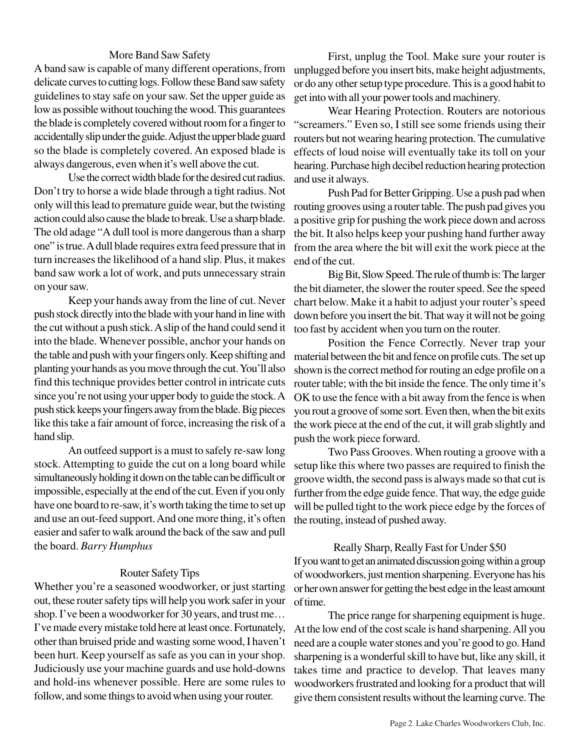## More Band Saw Safety

A band saw is capable of many different operations, from delicate curves to cutting logs. Follow these Band saw safety guidelines to stay safe on your saw. Set the upper guide as low as possible without touching the wood. This guarantees the blade is completely covered without room for a finger to accidentally slip under the guide. Adjust the upper blade guard so the blade is completely covered. An exposed blade is always dangerous, even when it's well above the cut.

Use the correct width blade for the desired cut radius. Don't try to horse a wide blade through a tight radius. Not only will this lead to premature guide wear, but the twisting action could also cause the blade to break. Use a sharp blade. The old adage "A dull tool is more dangerous than a sharp one" is true. A dull blade requires extra feed pressure that in turn increases the likelihood of a hand slip. Plus, it makes band saw work a lot of work, and puts unnecessary strain on your saw.

Keep your hands away from the line of cut. Never push stock directly into the blade with your hand in line with the cut without a push stick. A slip of the hand could send it into the blade. Whenever possible, anchor your hands on the table and push with your fingers only. Keep shifting and planting your hands as you move through the cut. You'll also find this technique provides better control in intricate cuts since you're not using your upper body to guide the stock. A push stick keeps your fingers away from the blade. Big pieces like this take a fair amount of force, increasing the risk of a hand slip.

An outfeed support is a must to safely re-saw long stock. Attempting to guide the cut on a long board while simultaneously holding it down on the table can be difficult or impossible, especially at the end of the cut. Even if you only have one board to re-saw, it's worth taking the time to set up and use an out-feed support. And one more thing, it's often easier and safer to walk around the back of the saw and pull the board. *Barry Humphus*

## Router Safety Tips

Whether you're a seasoned woodworker, or just starting out, these router safety tips will help you work safer in your shop. I've been a woodworker for 30 years, and trust me… I've made every mistake told here at least once. Fortunately, other than bruised pride and wasting some wood, I haven't been hurt. Keep yourself as safe as you can in your shop. Judiciously use your machine guards and use hold-downs and hold-ins whenever possible. Here are some rules to follow, and some things to avoid when using your router.

First, unplug the Tool. Make sure your router is unplugged before you insert bits, make height adjustments, or do any other setup type procedure. This is a good habit to get into with all your power tools and machinery.

Wear Hearing Protection. Routers are notorious "screamers." Even so, I still see some friends using their routers but not wearing hearing protection. The cumulative effects of loud noise will eventually take its toll on your hearing. Purchase high decibel reduction hearing protection and use it always.

Push Pad for Better Gripping. Use a push pad when routing grooves using a router table. The push pad gives you a positive grip for pushing the work piece down and across the bit. It also helps keep your pushing hand further away from the area where the bit will exit the work piece at the end of the cut.

Big Bit, Slow Speed. The rule of thumb is: The larger the bit diameter, the slower the router speed. See the speed chart below. Make it a habit to adjust your router's speed down before you insert the bit. That way it will not be going too fast by accident when you turn on the router.

Position the Fence Correctly. Never trap your material between the bit and fence on profile cuts. The set up shown is the correct method for routing an edge profile on a router table; with the bit inside the fence. The only time it's OK to use the fence with a bit away from the fence is when you rout a groove of some sort. Even then, when the bit exits the work piece at the end of the cut, it will grab slightly and push the work piece forward.

Two Pass Grooves. When routing a groove with a setup like this where two passes are required to finish the groove width, the second pass is always made so that cut is further from the edge guide fence. That way, the edge guide will be pulled tight to the work piece edge by the forces of the routing, instead of pushed away.

## Really Sharp, Really Fast for Under $50

If you want to get an animated discussion going within a group of woodworkers, just mention sharpening. Everyone has his or her own answer for getting the best edge in the least amount of time.

The price range for sharpening equipment is huge. At the low end of the cost scale is hand sharpening. All you need are a couple water stones and you're good to go. Hand sharpening is a wonderful skill to have but, like any skill, it takes time and practice to develop. That leaves many woodworkers frustrated and looking for a product that will give them consistent results without the learning curve. The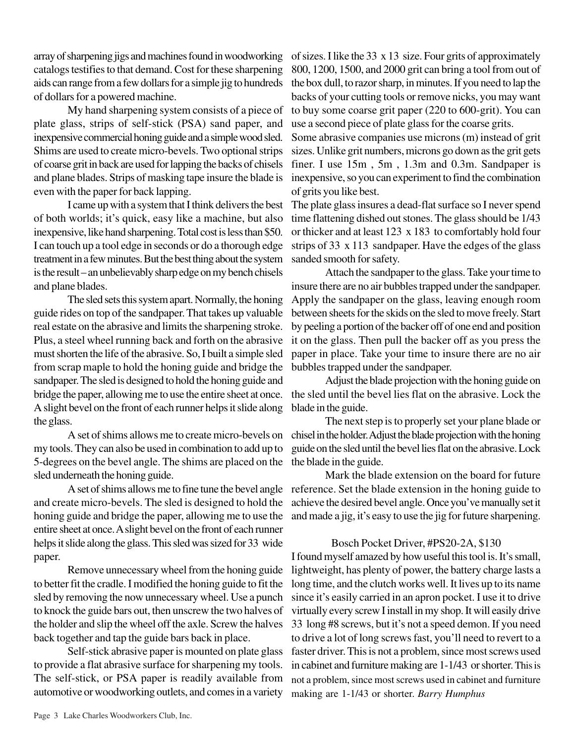array of sharpening jigs and machines found in woodworking catalogs testifies to that demand. Cost for these sharpening aids can range from a few dollars for a simple jig to hundreds of dollars for a powered machine.

My hand sharpening system consists of a piece of plate glass, strips of self-stick (PSA) sand paper, and inexpensive commercial honing guide and a simple wood sled. Shims are used to create micro-bevels. Two optional strips of coarse grit in back are used for lapping the backs of chisels and plane blades. Strips of masking tape insure the blade is even with the paper for back lapping.

I came up with a system that I think delivers the best of both worlds; it's quick, easy like a machine, but also inexpensive, like hand sharpening. Total cost is less than $50. I can touch up a tool edge in seconds or do a thorough edge treatment in a few minutes. But the best thing about the system is the result – an unbelievably sharp edge on my bench chisels and plane blades.

The sled sets this system apart. Normally, the honing guide rides on top of the sandpaper. That takes up valuable real estate on the abrasive and limits the sharpening stroke. Plus, a steel wheel running back and forth on the abrasive must shorten the life of the abrasive. So, I built a simple sled from scrap maple to hold the honing guide and bridge the sandpaper. The sled is designed to hold the honing guide and bridge the paper, allowing me to use the entire sheet at once. A slight bevel on the front of each runner helps it slide along the glass.

A set of shims allows me to create micro-bevels on my tools. They can also be used in combination to add up to 5-degrees on the bevel angle. The shims are placed on the sled underneath the honing guide.

A set of shims allows me to fine tune the bevel angle and create micro-bevels. The sled is designed to hold the honing guide and bridge the paper, allowing me to use the entire sheet at once. A slight bevel on the front of each runner helps it slide along the glass. This sled was sized for 33 wide paper.

Remove unnecessary wheel from the honing guide to better fit the cradle. I modified the honing guide to fit the sled by removing the now unnecessary wheel. Use a punch to knock the guide bars out, then unscrew the two halves of the holder and slip the wheel off the axle. Screw the halves back together and tap the guide bars back in place.

Self-stick abrasive paper is mounted on plate glass to provide a flat abrasive surface for sharpening my tools. The self-stick, or PSA paper is readily available from automotive or woodworking outlets, and comes in a variety of sizes. I like the 33 x 13 size. Four grits of approximately 800, 1200, 1500, and 2000 grit can bring a tool from out of the box dull, to razor sharp, in minutes. If you need to lap the backs of your cutting tools or remove nicks, you may want to buy some coarse grit paper (220 to 600-grit). You can use a second piece of plate glass for the coarse grits.

Some abrasive companies use microns (m) instead of grit sizes. Unlike grit numbers, microns go down as the grit gets finer. I use 15m , 5m , 1.3m and 0.3m. Sandpaper is inexpensive, so you can experiment to find the combination of grits you like best.

The plate glass insures a dead-flat surface so I never spend time flattening dished out stones. The glass should be 1/43 or thicker and at least 123 x 183 to comfortably hold four strips of 33 x 113 sandpaper. Have the edges of the glass sanded smooth for safety.

Attach the sandpaper to the glass. Take your time to insure there are no air bubbles trapped under the sandpaper. Apply the sandpaper on the glass, leaving enough room between sheets for the skids on the sled to move freely. Start by peeling a portion of the backer off of one end and position it on the glass. Then pull the backer off as you press the paper in place. Take your time to insure there are no air bubbles trapped under the sandpaper.

Adjust the blade projection with the honing guide on the sled until the bevel lies flat on the abrasive. Lock the blade in the guide.

The next step is to properly set your plane blade or chisel in the holder. Adjust the blade projection with the honing guide on the sled until the bevel lies flat on the abrasive. Lock the blade in the guide.

Mark the blade extension on the board for future reference. Set the blade extension in the honing guide to achieve the desired bevel angle. Once you've manually set it and made a jig, it's easy to use the jig for future sharpening.

Bosch Pocket Driver, #PS20-2A, $130

I found myself amazed by how useful this tool is. It's small, lightweight, has plenty of power, the battery charge lasts a long time, and the clutch works well. It lives up to its name since it's easily carried in an apron pocket. I use it to drive virtually every screw I install in my shop. It will easily drive 33 long #8 screws, but it's not a speed demon. If you need to drive a lot of long screws fast, you'll need to revert to a faster driver. This is not a problem, since most screws used in cabinet and furniture making are 1-1/43 or shorter. This is not a problem, since most screws used in cabinet and furniture making are 1-1/43 or shorter. *Barry Humphus*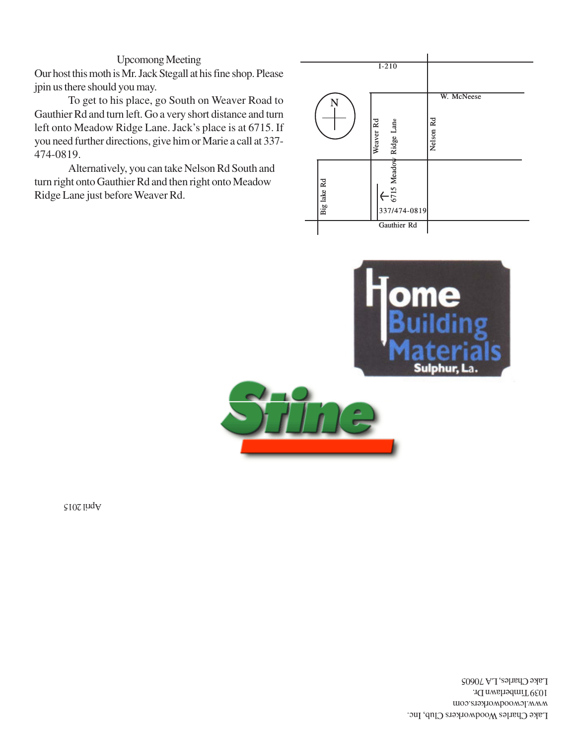Upcomong Meeting

Our host this moth is Mr. Jack Stegall at his fine shop. Please jpin us there should you may.

To get to his place, go South on Weaver Road to Gauthier Rd and turn left. Go a very short distance and turn left onto Meadow Ridge Lane. Jack's place is at 6715. If you need further directions, give him or Marie a call at 337-474-0819.

Alternatively, you can take Nelson Rd South and turn right onto Gauthier Rd and then right onto Meadow Ridge Lane just before Weaver Rd.

I-210

W. McNeese

N

Weaver Rd

Meadow Ridge Lane

Nelson Rd

Big lake Rd

6715

337/474-0819

Gauthier Rd

Home Building Materials

Sulphur, La.

Stine

April 2015

Lake Charles Woodworkers Club, Inc.
www.lcwoodworkers.com
1039 Timberlawn Dr.
Lake Charles, LA 70605